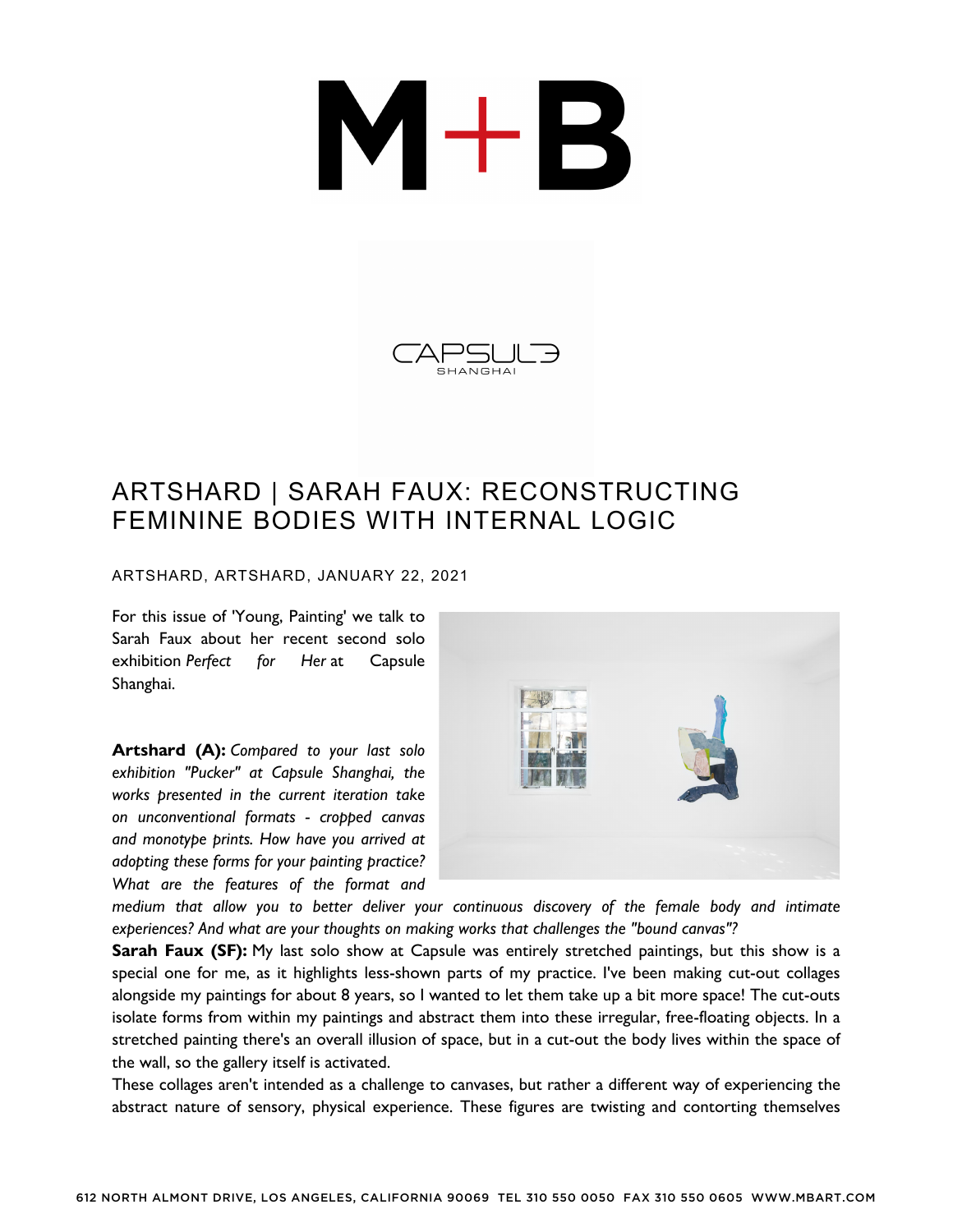# ARTSHARD | SARAH FAUX: RECONSTRUCTING FEMININE BODIES WITH INTERNAL LOGIC

ARTSHARD, ARTSHARD, JANUARY 22, 2021

For this issue of 'Young, Painting' we talk to Sarah Faux about her recent second solo exhibition *Perfect for Her* at Capsule Shanghai.

**Artshard (A):** *Compared to your last solo exhibition "Pucker" at Capsule Shanghai, the works presented in the current iteration take on unconventional formats - cropped canvas and monotype prints. How have you arrived at adopting these forms for your painting practice? What are the features of the format and medium that allow you to better deliver your continuous discovery of the female body and intimate experiences? And what are your thoughts on making works that challenges the "bound canvas"?*

**Sarah Faux (SF):** My last solo show at Capsule was entirely stretched paintings, but this show is a special one for me, as it highlights less-shown parts of my practice. I've been making cut-out collages alongside my paintings for about 8 years, so I wanted to let them take up a bit more space! The cut-outs isolate forms from within my paintings and abstract them into these irregular, free-floating objects. In a stretched painting there's an overall illusion of space, but in a cut-out the body lives within the space of the wall, so the gallery itself is activated.

These collages aren't intended as a challenge to canvases, but rather a different way of experiencing the abstract nature of sensory, physical experience. These figures are twisting and contorting themselves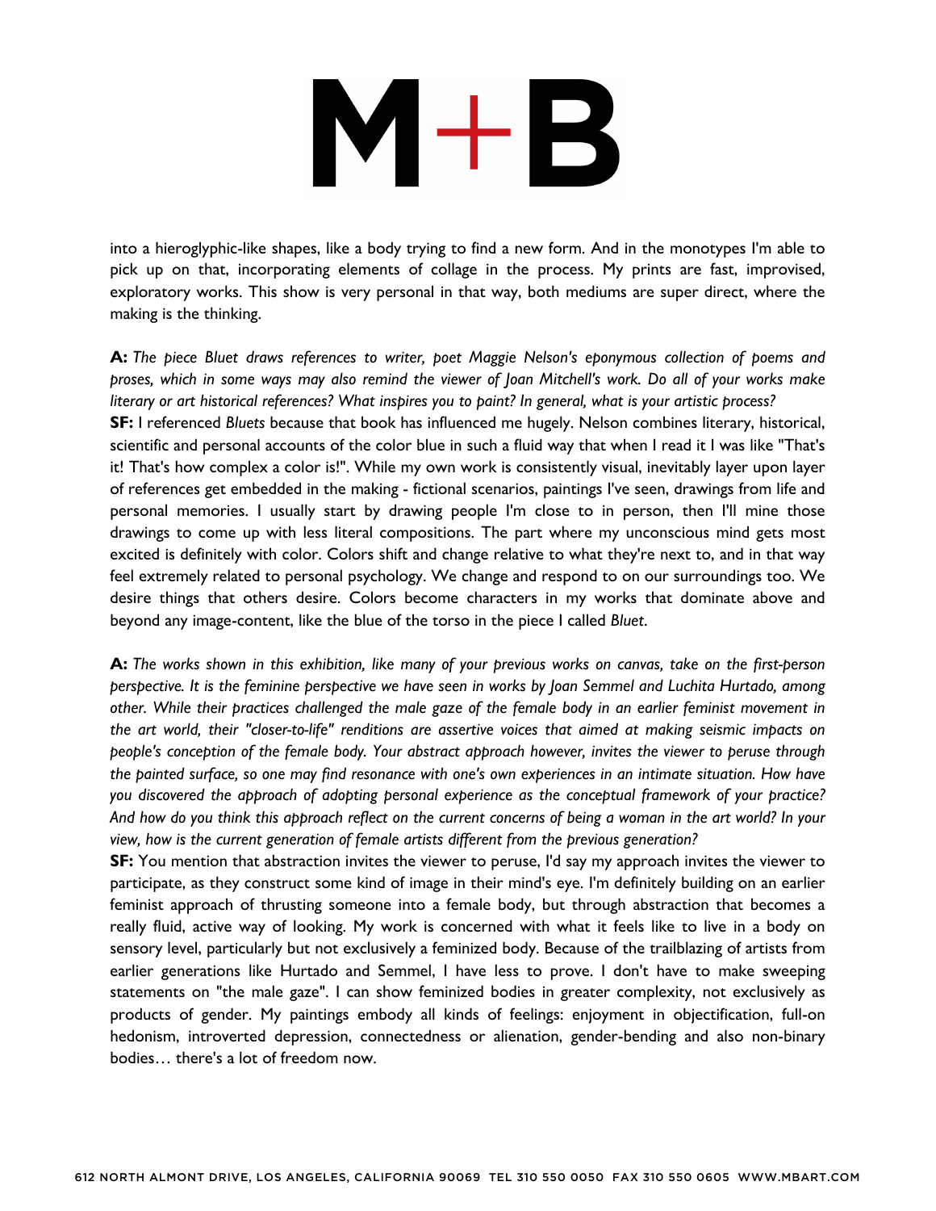into a hieroglyphic-like shapes, like a body trying to find a new form. And in the monotypes I'm able to pick up on that, incorporating elements of collage in the process. My prints are fast, improvised, exploratory works. This show is very personal in that way, both mediums are super direct, where the making is the thinking.

**A:** *The piece Bluet draws references to writer, poet Maggie Nelson's eponymous collection of poems and proses, which in some ways may also remind the viewer of Joan Mitchell's work. Do all of your works make literary or art historical references? What inspires you to paint? In general, what is your artistic process?*

**SF:** I referenced *Bluets* because that book has influenced me hugely. Nelson combines literary, historical, scientific and personal accounts of the color blue in such a fluid way that when I read it I was like "That's it! That's how complex a color is!". While my own work is consistently visual, inevitably layer upon layer of references get embedded in the making - fictional scenarios, paintings I've seen, drawings from life and personal memories. I usually start by drawing people I'm close to in person, then I'll mine those drawings to come up with less literal compositions. The part where my unconscious mind gets most excited is definitely with color. Colors shift and change relative to what they're next to, and in that way feel extremely related to personal psychology. We change and respond to on our surroundings too. We desire things that others desire. Colors become characters in my works that dominate above and beyond any image-content, like the blue of the torso in the piece I called *Bluet*.

**A:** *The works shown in this exhibition, like many of your previous works on canvas, take on the first-person perspective. It is the feminine perspective we have seen in works by Joan Semmel and Luchita Hurtado, among other. While their practices challenged the male gaze of the female body in an earlier feminist movement in the art world, their "closer-to-life" renditions are assertive voices that aimed at making seismic impacts on people's conception of the female body. Your abstract approach however, invites the viewer to peruse through the painted surface, so one may find resonance with one's own experiences in an intimate situation. How have you discovered the approach of adopting personal experience as the conceptual framework of your practice? And how do you think this approach reflect on the current concerns of being a woman in the art world? In your view, how is the current generation of female artists different from the previous generation?*

**SF:** You mention that abstraction invites the viewer to peruse, I'd say my approach invites the viewer to participate, as they construct some kind of image in their mind's eye. I'm definitely building on an earlier feminist approach of thrusting someone into a female body, but through abstraction that becomes a really fluid, active way of looking. My work is concerned with what it feels like to live in a body on sensory level, particularly but not exclusively a feminized body. Because of the trailblazing of artists from earlier generations like Hurtado and Semmel, I have less to prove. I don't have to make sweeping statements on "the male gaze". I can show feminized bodies in greater complexity, not exclusively as products of gender. My paintings embody all kinds of feelings: enjoyment in objectification, full-on hedonism, introverted depression, connectedness or alienation, gender-bending and also non-binary bodies… there's a lot of freedom now.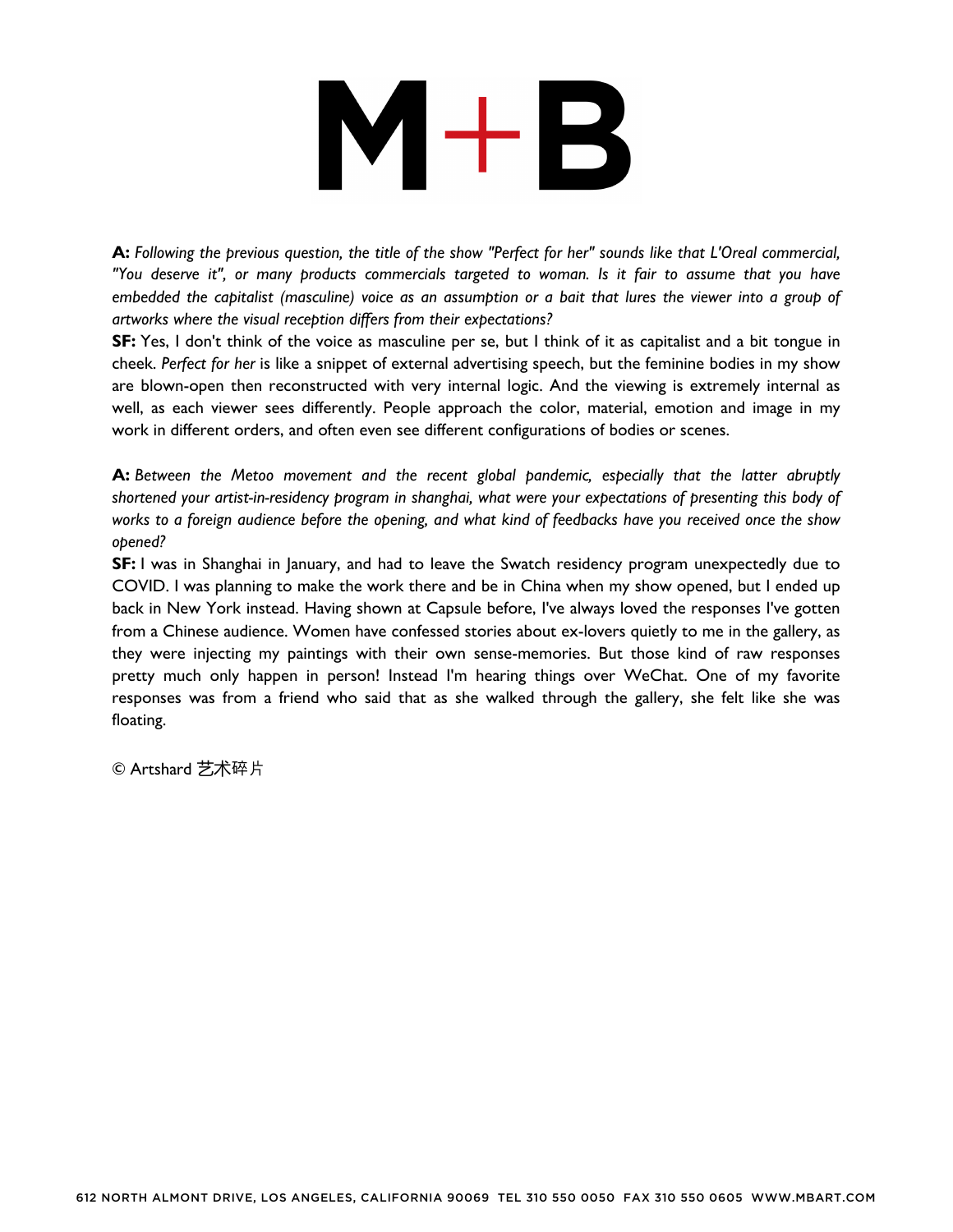**A:** *Following the previous question, the title of the show "Perfect for her" sounds like that L'Oreal commercial, "You deserve it", or many products commercials targeted to woman. Is it fair to assume that you have embedded the capitalist (masculine) voice as an assumption or a bait that lures the viewer into a group of artworks where the visual reception differs from their expectations?*

**SF:** Yes, I don't think of the voice as masculine per se, but I think of it as capitalist and a bit tongue in cheek. *Perfect for her* is like a snippet of external advertising speech, but the feminine bodies in my show are blown-open then reconstructed with very internal logic. And the viewing is extremely internal as well, as each viewer sees differently. People approach the color, material, emotion and image in my work in different orders, and often even see different configurations of bodies or scenes.

**A:** *Between the Metoo movement and the recent global pandemic, especially that the latter abruptly shortened your artist-in-residency program in shanghai, what were your expectations of presenting this body of works to a foreign audience before the opening, and what kind of feedbacks have you received once the show opened?*

**SF:** I was in Shanghai in January, and had to leave the Swatch residency program unexpectedly due to COVID. I was planning to make the work there and be in China when my show opened, but I ended up back in New York instead. Having shown at Capsule before, I've always loved the responses I've gotten from a Chinese audience. Women have confessed stories about ex-lovers quietly to me in the gallery, as they were injecting my paintings with their own sense-memories. But those kind of raw responses pretty much only happen in person! Instead I'm hearing things over WeChat. One of my favorite responses was from a friend who said that as she walked through the gallery, she felt like she was floating.

© Artshard 艺术碎片